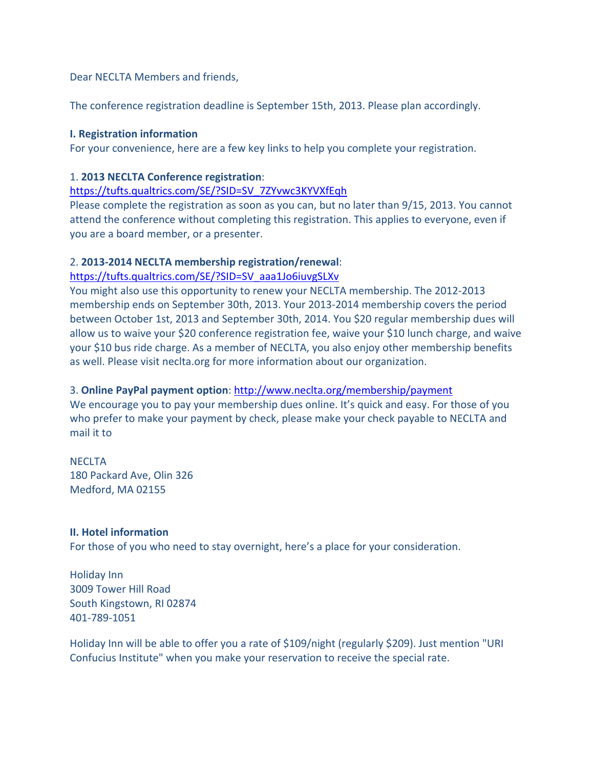Dear NECLTA Members and friends,

The conference registration deadline is September 15th, 2013. Please plan accordingly.

**I. Registration information**

For your convenience, here are a few key links to help you complete your registration.

1. **2013 NECLTA Conference registration**:
https://tufts.qualtrics.com/SE/?SID=SV_7ZYvwc3KYVXfEqh
Please complete the registration as soon as you can, but no later than 9/15, 2013. You cannot attend the conference without completing this registration. This applies to everyone, even if you are a board member, or a presenter.

2. **2013-2014 NECLTA membership registration/renewal**:
https://tufts.qualtrics.com/SE/?SID=SV_aaa1Jo6iuvgSLXv
You might also use this opportunity to renew your NECLTA membership. The 2012-2013 membership ends on September 30th, 2013. Your 2013-2014 membership covers the period between October 1st, 2013 and September 30th, 2014. You $20 regular membership dues will allow us to waive your $20 conference registration fee, waive your $10 lunch charge, and waive your $10 bus ride charge. As a member of NECLTA, you also enjoy other membership benefits as well. Please visit neclta.org for more information about our organization.

3. **Online PayPal payment option**: http://www.neclta.org/membership/payment
We encourage you to pay your membership dues online. It's quick and easy. For those of you who prefer to make your payment by check, please make your check payable to NECLTA and mail it to

NECLTA
180 Packard Ave, Olin 326
Medford, MA 02155

**II. Hotel information**

For those of you who need to stay overnight, here's a place for your consideration.

Holiday Inn
3009 Tower Hill Road
South Kingstown, RI 02874
401-789-1051

Holiday Inn will be able to offer you a rate of $109/night (regularly $209). Just mention "URI Confucius Institute" when you make your reservation to receive the special rate.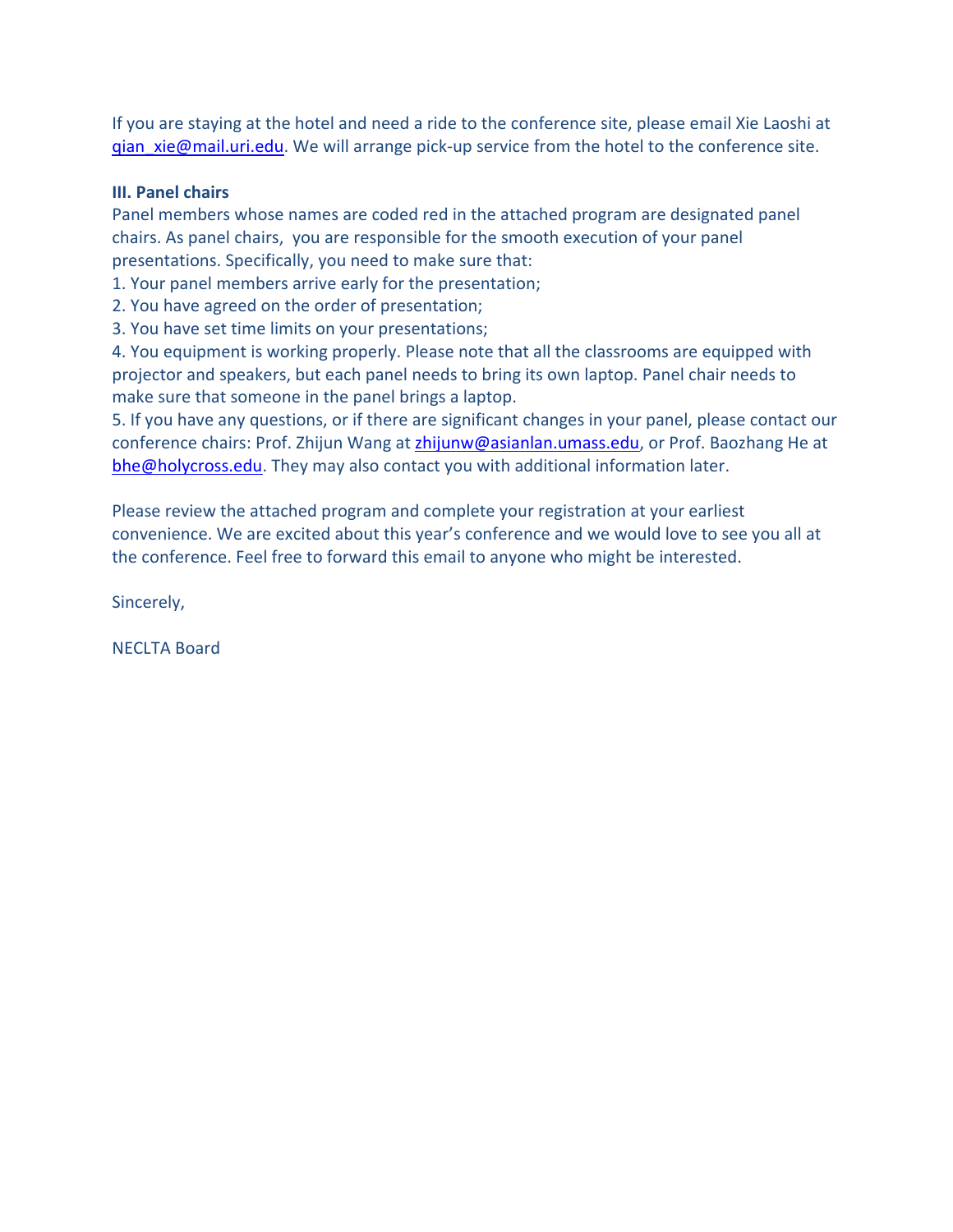If you are staying at the hotel and need a ride to the conference site, please email Xie Laoshi at qian_xie@mail.uri.edu. We will arrange pick-up service from the hotel to the conference site.

**III. Panel chairs**

Panel members whose names are coded red in the attached program are designated panel chairs. As panel chairs, you are responsible for the smooth execution of your panel presentations. Specifically, you need to make sure that:

1. Your panel members arrive early for the presentation;
2. You have agreed on the order of presentation;
3. You have set time limits on your presentations;
4. You equipment is working properly. Please note that all the classrooms are equipped with projector and speakers, but each panel needs to bring its own laptop. Panel chair needs to make sure that someone in the panel brings a laptop.
5. If you have any questions, or if there are significant changes in your panel, please contact our conference chairs: Prof. Zhijun Wang at zhijunw@asianlan.umass.edu, or Prof. Baozhang He at bhe@holycross.edu. They may also contact you with additional information later.

Please review the attached program and complete your registration at your earliest convenience. We are excited about this year's conference and we would love to see you all at the conference. Feel free to forward this email to anyone who might be interested.

Sincerely,

NECLTA Board